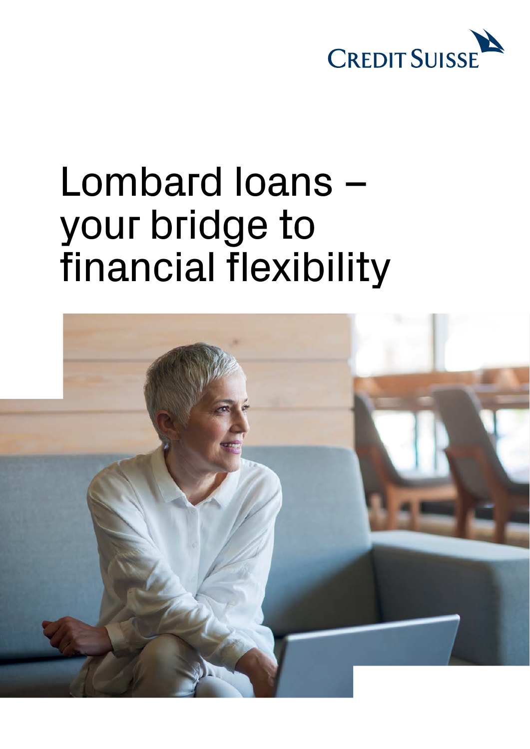CREDIT SUISSE

# Lombard loans – your bridge to financial flexibility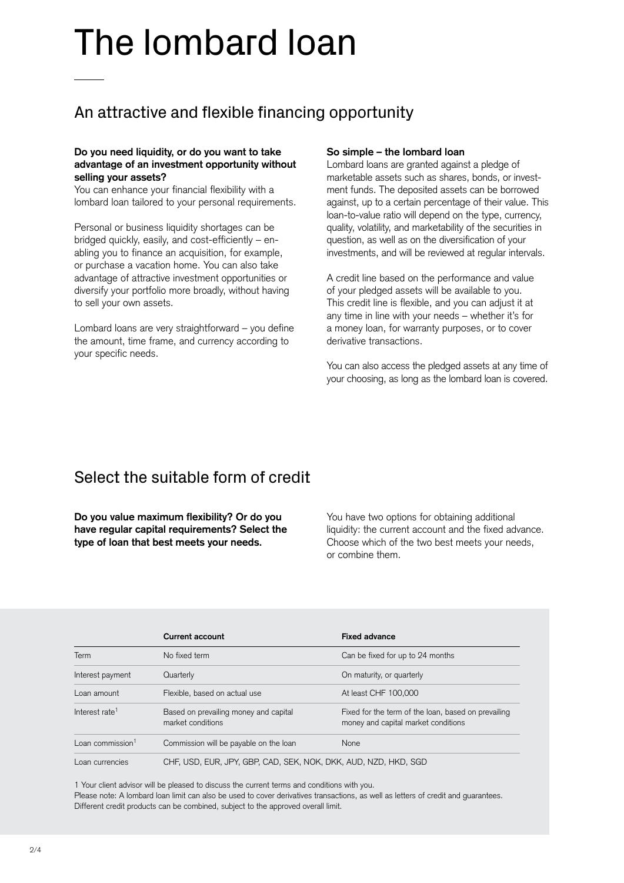# The lombard loan

## An attractive and flexible financing opportunity

**Do you need liquidity, or do you want to take advantage of an investment opportunity without selling your assets?**
You can enhance your financial flexibility with a lombard loan tailored to your personal requirements.

Personal or business liquidity shortages can be bridged quickly, easily, and cost-efficiently – enabling you to finance an acquisition, for example, or purchase a vacation home. You can also take advantage of attractive investment opportunities or diversify your portfolio more broadly, without having to sell your own assets.

Lombard loans are very straightforward – you define the amount, time frame, and currency according to your specific needs.

**So simple – the lombard loan**
Lombard loans are granted against a pledge of marketable assets such as shares, bonds, or investment funds. The deposited assets can be borrowed against, up to a certain percentage of their value. This loan-to-value ratio will depend on the type, currency, quality, volatility, and marketability of the securities in question, as well as on the diversification of your investments, and will be reviewed at regular intervals.

A credit line based on the performance and value of your pledged assets will be available to you. This credit line is flexible, and you can adjust it at any time in line with your needs – whether it's for a money loan, for warranty purposes, or to cover derivative transactions.

You can also access the pledged assets at any time of your choosing, as long as the lombard loan is covered.

## Select the suitable form of credit

**Do you value maximum flexibility? Or do you have regular capital requirements? Select the type of loan that best meets your needs.**

You have two options for obtaining additional liquidity: the current account and the fixed advance. Choose which of the two best meets your needs, or combine them.

| | Current account | Fixed advance |
|---|---|---|
| Term | No fixed term | Can be fixed for up to 24 months |
| Interest payment | Quarterly | On maturity, or quarterly |
| Loan amount | Flexible, based on actual use | At least CHF 100,000 |
| Interest rate[1] | Based on prevailing money and capital market conditions | Fixed for the term of the loan, based on prevailing money and capital market conditions |
| Loan commission[1] | Commission will be payable on the loan | None |
| Loan currencies | CHF, USD, EUR, JPY, GBP, CAD, SEK, NOK, DKK, AUD, NZD, HKD, SGD | |

1 Your client advisor will be pleased to discuss the current terms and conditions with you.
Please note: A lombard loan limit can also be used to cover derivatives transactions, as well as letters of credit and guarantees. Different credit products can be combined, subject to the approved overall limit.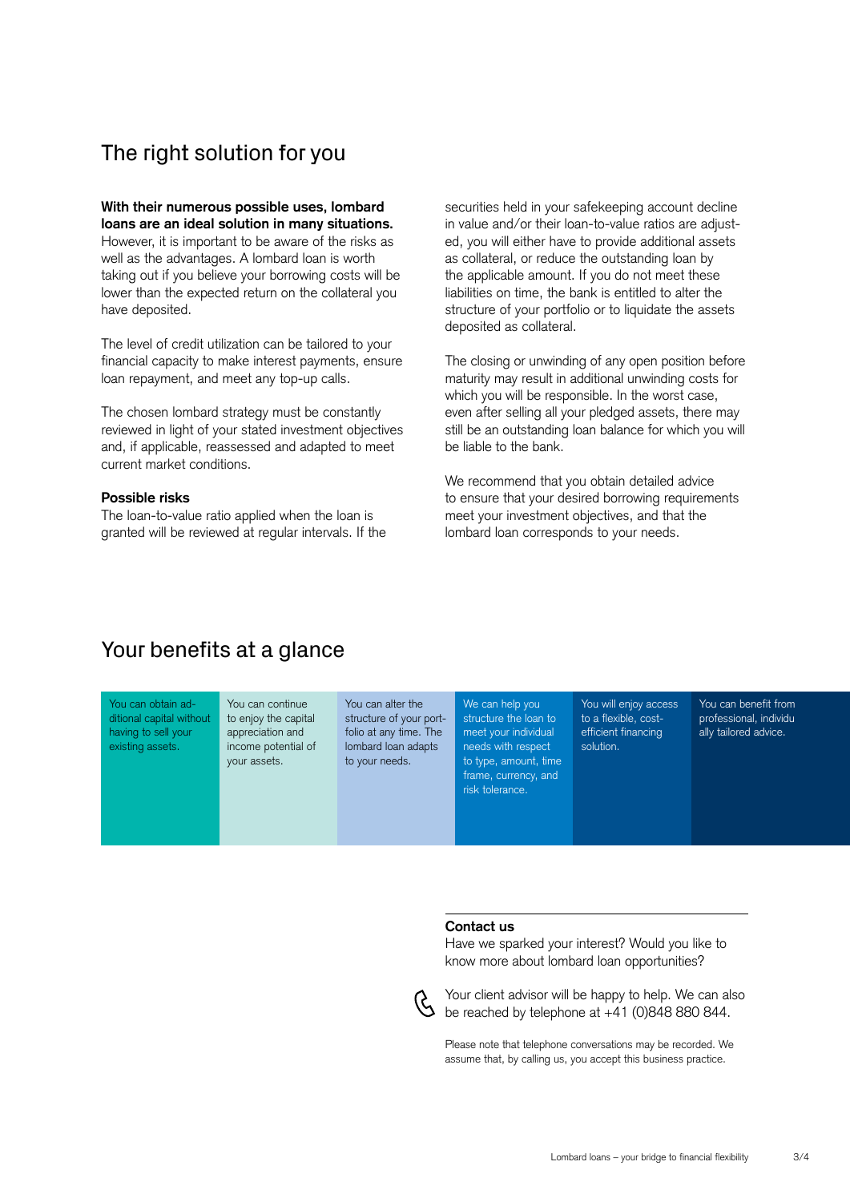## The right solution for you

**With their numerous possible uses, lombard loans are an ideal solution in many situations.** However, it is important to be aware of the risks as well as the advantages. A lombard loan is worth taking out if you believe your borrowing costs will be lower than the expected return on the collateral you have deposited.

The level of credit utilization can be tailored to your financial capacity to make interest payments, ensure loan repayment, and meet any top-up calls.

The chosen lombard strategy must be constantly reviewed in light of your stated investment objectives and, if applicable, reassessed and adapted to meet current market conditions.

**Possible risks**
The loan-to-value ratio applied when the loan is granted will be reviewed at regular intervals. If the securities held in your safekeeping account decline in value and/or their loan-to-value ratios are adjusted, you will either have to provide additional assets as collateral, or reduce the outstanding loan by the applicable amount. If you do not meet these liabilities on time, the bank is entitled to alter the structure of your portfolio or to liquidate the assets deposited as collateral.

The closing or unwinding of any open position before maturity may result in additional unwinding costs for which you will be responsible. In the worst case, even after selling all your pledged assets, there may still be an outstanding loan balance for which you will be liable to the bank.

We recommend that you obtain detailed advice to ensure that your desired borrowing requirements meet your investment objectives, and that the lombard loan corresponds to your needs.

## Your benefits at a glance

- You can obtain additional capital without having to sell your existing assets.
- You can continue to enjoy the capital appreciation and income potential of your assets.
- You can alter the structure of your portfolio at any time. The lombard loan adapts to your needs.
- We can help you structure the loan to meet your individual needs with respect to type, amount, time frame, currency, and risk tolerance.
- You will enjoy access to a flexible, cost-efficient financing solution.
- You can benefit from professional, individually tailored advice.

**Contact us**
Have we sparked your interest? Would you like to know more about lombard loan opportunities?

Your client advisor will be happy to help. We can also be reached by telephone at +41 (0)848 880 844.

Please note that telephone conversations may be recorded. We assume that, by calling us, you accept this business practice.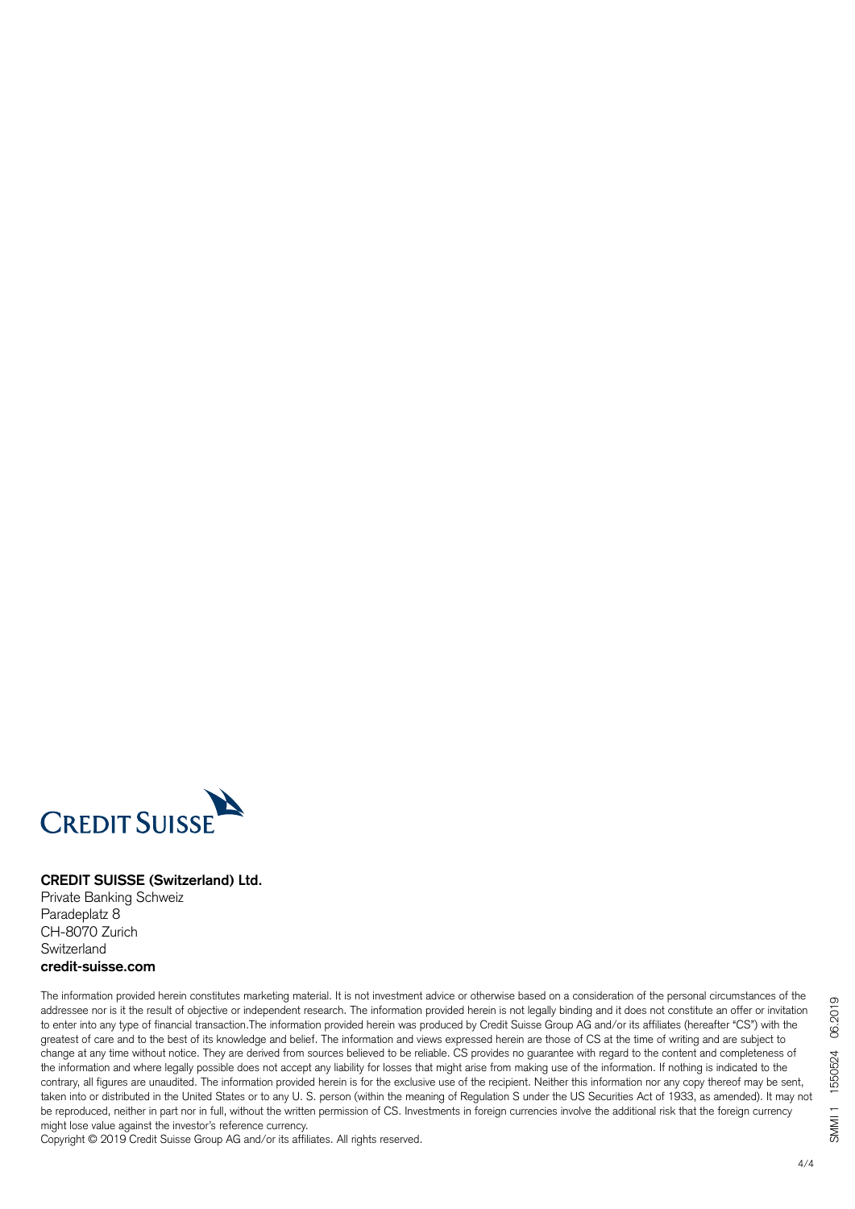CREDIT SUISSE

**CREDIT SUISSE (Switzerland) Ltd.**
Private Banking Schweiz
Paradeplatz 8
CH-8070 Zurich
Switzerland
**credit-suisse.com**

The information provided herein constitutes marketing material. It is not investment advice or otherwise based on a consideration of the personal circumstances of the addressee nor is it the result of objective or independent research. The information provided herein is not legally binding and it does not constitute an offer or invitation to enter into any type of financial transaction.The information provided herein was produced by Credit Suisse Group AG and/or its affiliates (hereafter "CS") with the greatest of care and to the best of its knowledge and belief. The information and views expressed herein are those of CS at the time of writing and are subject to change at any time without notice. They are derived from sources believed to be reliable. CS provides no guarantee with regard to the content and completeness of the information and where legally possible does not accept any liability for losses that might arise from making use of the information. If nothing is indicated to the contrary, all figures are unaudited. The information provided herein is for the exclusive use of the recipient. Neither this information nor any copy thereof may be sent, taken into or distributed in the United States or to any U. S. person (within the meaning of Regulation S under the US Securities Act of 1933, as amended). It may not be reproduced, neither in part nor in full, without the written permission of CS. Investments in foreign currencies involve the additional risk that the foreign currency might lose value against the investor's reference currency.
Copyright © 2019 Credit Suisse Group AG and/or its affiliates. All rights reserved.

SMMI 1 1550524 06.2019